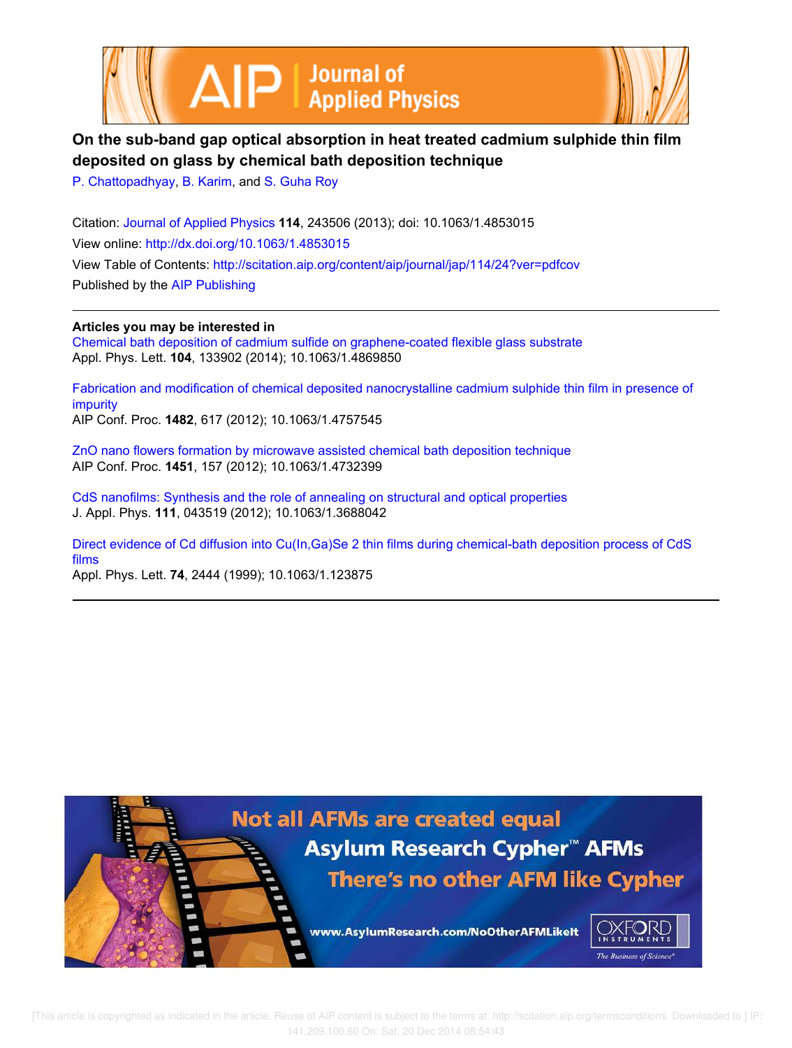# On the sub-band gap optical absorption in heat treated cadmium sulphide thin film deposited on glass by chemical bath deposition technique

P. Chattopadhyay, B. Karim, and S. Guha Roy

Citation: Journal of Applied Physics **114**, 243506 (2013); doi: 10.1063/1.4853015

View online: http://dx.doi.org/10.1063/1.4853015

View Table of Contents: http://scitation.aip.org/content/aip/journal/jap/114/24?ver=pdfcov

Published by the AIP Publishing

---

**Articles you may be interested in**

Chemical bath deposition of cadmium sulfide on graphene-coated flexible glass substrate
Appl. Phys. Lett. **104**, 133902 (2014); 10.1063/1.4869850

Fabrication and modification of chemical deposited nanocrystalline cadmium sulphide thin film in presence of impurity
AIP Conf. Proc. **1482**, 617 (2012); 10.1063/1.4757545

ZnO nano flowers formation by microwave assisted chemical bath deposition technique
AIP Conf. Proc. **1451**, 157 (2012); 10.1063/1.4732399

CdS nanofilms: Synthesis and the role of annealing on structural and optical properties
J. Appl. Phys. **111**, 043519 (2012); 10.1063/1.3688042

Direct evidence of Cd diffusion into Cu(In,Ga)Se 2 thin films during chemical-bath deposition process of CdS films
Appl. Phys. Lett. **74**, 2444 (1999); 10.1063/1.123875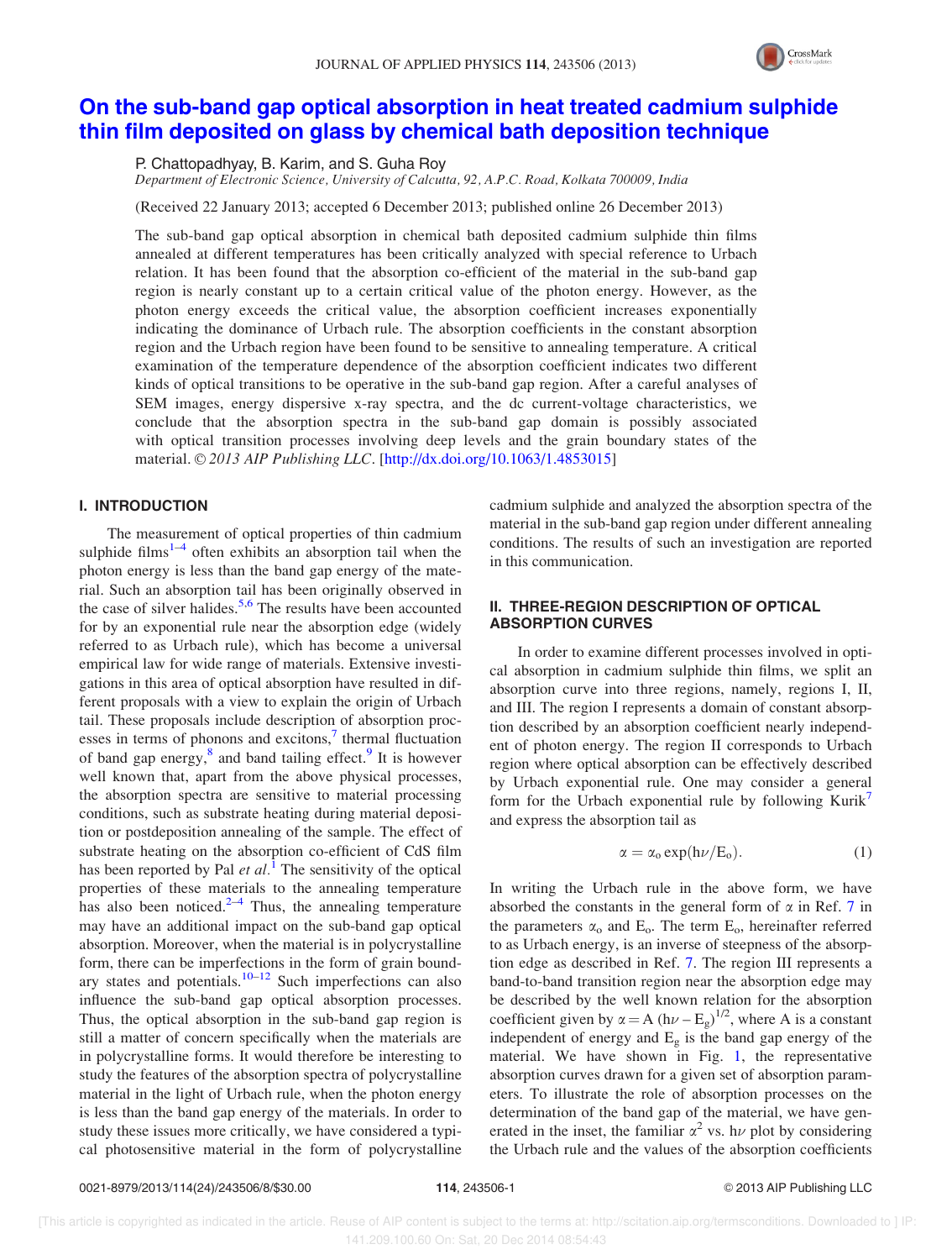# On the sub-band gap optical absorption in heat treated cadmium sulphide thin film deposited on glass by chemical bath deposition technique

P. Chattopadhyay, B. Karim, and S. Guha Roy

*Department of Electronic Science, University of Calcutta, 92, A.P.C. Road, Kolkata 700009, India*

(Received 22 January 2013; accepted 6 December 2013; published online 26 December 2013)

The sub-band gap optical absorption in chemical bath deposited cadmium sulphide thin films annealed at different temperatures has been critically analyzed with special reference to Urbach relation. It has been found that the absorption co-efficient of the material in the sub-band gap region is nearly constant up to a certain critical value of the photon energy. However, as the photon energy exceeds the critical value, the absorption coefficient increases exponentially indicating the dominance of Urbach rule. The absorption coefficients in the constant absorption region and the Urbach region have been found to be sensitive to annealing temperature. A critical examination of the temperature dependence of the absorption coefficient indicates two different kinds of optical transitions to be operative in the sub-band gap region. After a careful analyses of SEM images, energy dispersive x-ray spectra, and the dc current-voltage characteristics, we conclude that the absorption spectra in the sub-band gap domain is possibly associated with optical transition processes involving deep levels and the grain boundary states of the material. © *2013 AIP Publishing LLC*. [http://dx.doi.org/10.1063/1.4853015]

## I. INTRODUCTION

The measurement of optical properties of thin cadmium sulphide films[1–4] often exhibits an absorption tail when the photon energy is less than the band gap energy of the material. Such an absorption tail has been originally observed in the case of silver halides.[5,6] The results have been accounted for by an exponential rule near the absorption edge (widely referred to as Urbach rule), which has become a universal empirical law for wide range of materials. Extensive investigations in this area of optical absorption have resulted in different proposals with a view to explain the origin of Urbach tail. These proposals include description of absorption processes in terms of phonons and excitons,[7] thermal fluctuation of band gap energy,[8] and band tailing effect.[9] It is however well known that, apart from the above physical processes, the absorption spectra are sensitive to material processing conditions, such as substrate heating during material deposition or postdeposition annealing of the sample. The effect of substrate heating on the absorption co-efficient of CdS film has been reported by Pal *et al.*[1] The sensitivity of the optical properties of these materials to the annealing temperature has also been noticed.[2–4] Thus, the annealing temperature may have an additional impact on the sub-band gap optical absorption. Moreover, when the material is in polycrystalline form, there can be imperfections in the form of grain boundary states and potentials.[10–12] Such imperfections can also influence the sub-band gap optical absorption processes. Thus, the optical absorption in the sub-band gap region is still a matter of concern specifically when the materials are in polycrystalline forms. It would therefore be interesting to study the features of the absorption spectra of polycrystalline material in the light of Urbach rule, when the photon energy is less than the band gap energy of the materials. In order to study these issues more critically, we have considered a typical photosensitive material in the form of polycrystalline cadmium sulphide and analyzed the absorption spectra of the material in the sub-band gap region under different annealing conditions. The results of such an investigation are reported in this communication.

## II. THREE-REGION DESCRIPTION OF OPTICAL ABSORPTION CURVES

In order to examine different processes involved in optical absorption in cadmium sulphide thin films, we split an absorption curve into three regions, namely, regions I, II, and III. The region I represents a domain of constant absorption described by an absorption coefficient nearly independent of photon energy. The region II corresponds to Urbach region where optical absorption can be effectively described by Urbach exponential rule. One may consider a general form for the Urbach exponential rule by following Kurik[7] and express the absorption tail as

$$\alpha = \alpha_o \exp(h\nu/E_o). \tag{1}$$

In writing the Urbach rule in the above form, we have absorbed the constants in the general form of $\alpha$ in Ref. 7 in the parameters $\alpha_o$ and $E_o$. The term $E_o$, hereinafter referred to as Urbach energy, is an inverse of steepness of the absorption edge as described in Ref. 7. The region III represents a band-to-band transition region near the absorption edge may be described by the well known relation for the absorption coefficient given by $\alpha = A\,(h\nu - E_g)^{1/2}$, where A is a constant independent of energy and $E_g$ is the band gap energy of the material. We have shown in Fig. 1, the representative absorption curves drawn for a given set of absorption parameters. To illustrate the role of absorption processes on the determination of the band gap of the material, we have generated in the inset, the familiar $\alpha^2$ vs. $h\nu$ plot by considering the Urbach rule and the values of the absorption coefficients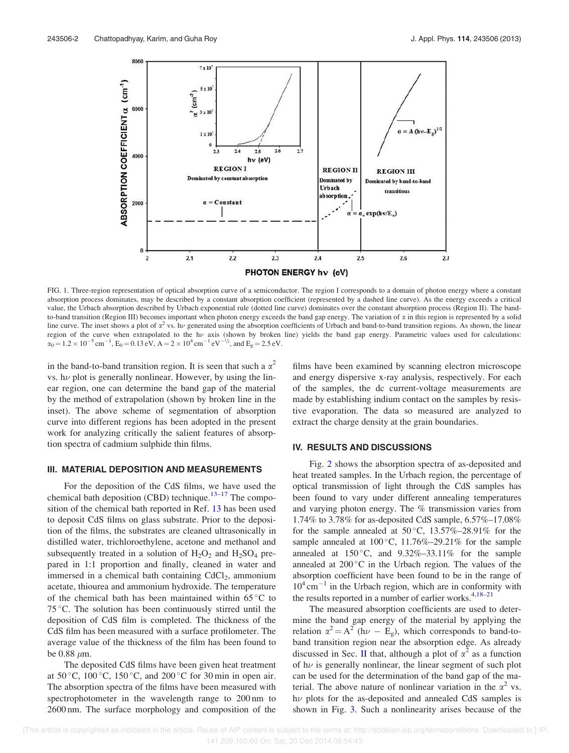FIG. 1. Three-region representation of optical absorption curve of a semiconductor. The region I corresponds to a domain of photon energy where a constant absorption process dominates, may be described by a constant absorption coefficient (represented by a dashed line curve). As the energy exceeds a critical value, the Urbach absorption described by Urbach exponential rule (dotted line curve) dominates over the constant absorption process (Region II). The band-to-band transition (Region III) becomes important when photon energy exceeds the band gap energy. The variation of $\alpha$ in this region is represented by a solid line curve. The inset shows a plot of $\alpha^2$ vs. $h\nu$ generated using the absorption coefficients of Urbach and band-to-band transition regions. As shown, the linear region of the curve when extrapolated to the $h\nu$ axis (shown by broken line) yields the band gap energy. Parametric values used for calculations: $\alpha_0 = 1.2 \times 10^{-5}\,\text{cm}^{-1}$, $E_0 = 0.13\,\text{eV}$, $A = 2 \times 10^4\,\text{cm}^{-1}\,\text{eV}^{-1/2}$, and $E_g = 2.5\,\text{eV}$.

in the band-to-band transition region. It is seen that such a $\alpha^2$ vs. $h\nu$ plot is generally nonlinear. However, by using the linear region, one can determine the band gap of the material by the method of extrapolation (shown by broken line in the inset). The above scheme of segmentation of absorption curve into different regions has been adopted in the present work for analyzing critically the salient features of absorption spectra of cadmium sulphide thin films.

## III. MATERIAL DEPOSITION AND MEASUREMENTS

For the deposition of the CdS films, we have used the chemical bath deposition (CBD) technique.[13–17] The composition of the chemical bath reported in Ref. 13 has been used to deposit CdS films on glass substrate. Prior to the deposition of the films, the substrates are cleaned ultrasonically in distilled water, trichloroethylene, acetone and methanol and subsequently treated in a solution of $H_2O_2$ and $H_2SO_4$ prepared in 1:1 proportion and finally, cleaned in water and immersed in a chemical bath containing $CdCl_2$, ammonium acetate, thiourea and ammonium hydroxide. The temperature of the chemical bath has been maintained within 65 °C to 75 °C. The solution has been continuously stirred until the deposition of CdS film is completed. The thickness of the CdS film has been measured with a surface profilometer. The average value of the thickness of the film has been found to be 0.88 $\mu$m.

The deposited CdS films have been given heat treatment at 50 °C, 100 °C, 150 °C, and 200 °C for 30 min in open air. The absorption spectra of the films have been measured with spectrophotometer in the wavelength range to 200 nm to 2600 nm. The surface morphology and composition of the films have been examined by scanning electron microscope and energy dispersive x-ray analysis, respectively. For each of the samples, the dc current-voltage measurements are made by establishing indium contact on the samples by resistive evaporation. The data so measured are analyzed to extract the charge density at the grain boundaries.

## IV. RESULTS AND DISCUSSIONS

Fig. 2 shows the absorption spectra of as-deposited and heat treated samples. In the Urbach region, the percentage of optical transmission of light through the CdS samples has been found to vary under different annealing temperatures and varying photon energy. The % transmission varies from 1.74% to 3.78% for as-deposited CdS sample, 6.57%–17.08% for the sample annealed at 50 °C, 13.57%–28.91% for the sample annealed at 100 °C, 11.76%–29.21% for the sample annealed at 150 °C, and 9.32%–33.11% for the sample annealed at 200 °C in the Urbach region. The values of the absorption coefficient have been found to be in the range of $10^4\,\text{cm}^{-1}$ in the Urbach region, which are in conformity with the results reported in a number of earlier works.[4,18–21]

The measured absorption coefficients are used to determine the band gap energy of the material by applying the relation $\alpha^2 = A^2\,(h\nu - E_g)$, which corresponds to band-to-band transition region near the absorption edge. As already discussed in Sec. II that, although a plot of $\alpha^2$ as a function of $h\nu$ is generally nonlinear, the linear segment of such plot can be used for the determination of the band gap of the material. The above nature of nonlinear variation in the $\alpha^2$ vs. $h\nu$ plots for the as-deposited and annealed CdS samples is shown in Fig. 3. Such a nonlinearity arises because of the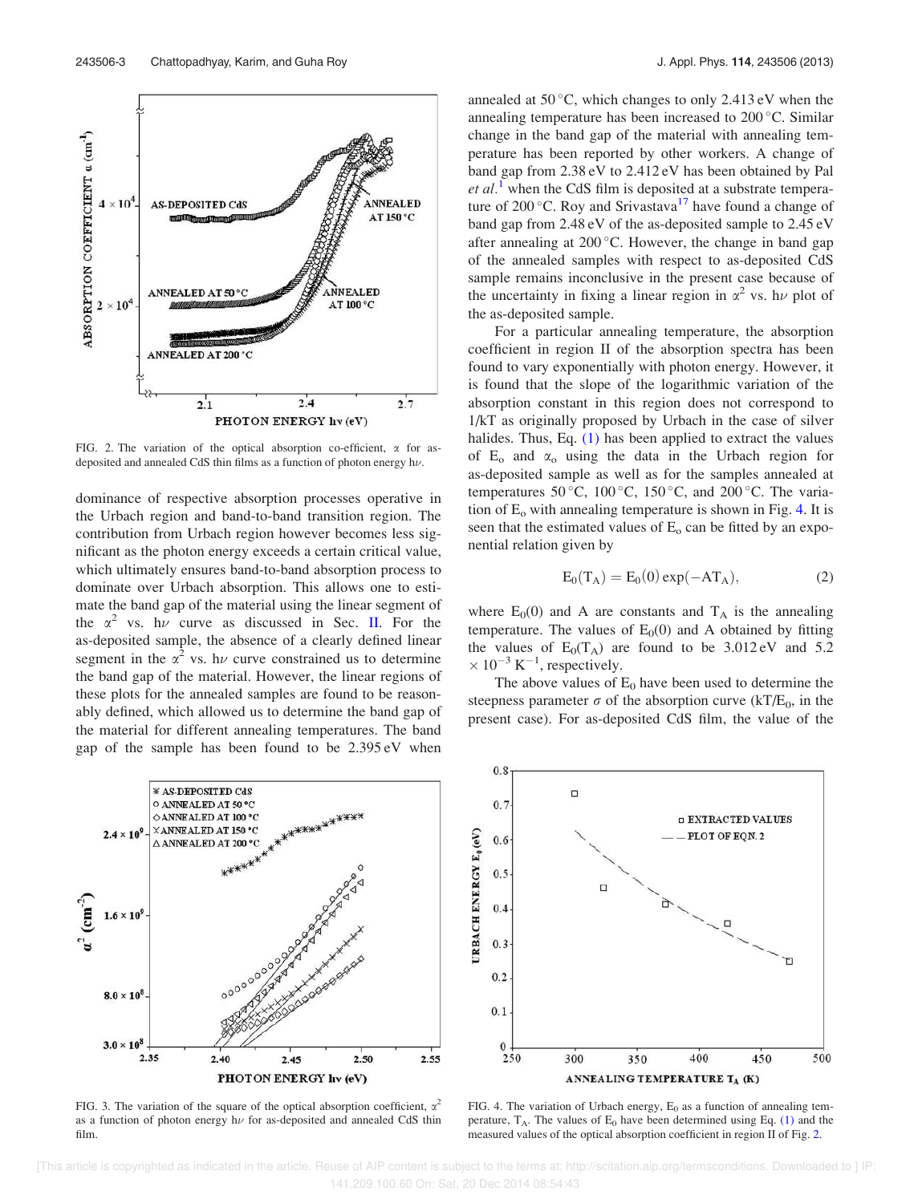FIG. 2. The variation of the optical absorption co-efficient, $\alpha$ for as-deposited and annealed CdS thin films as a function of photon energy $h\nu$.

dominance of respective absorption processes operative in the Urbach region and band-to-band transition region. The contribution from Urbach region however becomes less significant as the photon energy exceeds a certain critical value, which ultimately ensures band-to-band absorption process to dominate over Urbach absorption. This allows one to estimate the band gap of the material using the linear segment of the $\alpha^2$ vs. $h\nu$ curve as discussed in Sec. II. For the as-deposited sample, the absence of a clearly defined linear segment in the $\alpha^2$ vs. $h\nu$ curve constrained us to determine the band gap of the material. However, the linear regions of these plots for the annealed samples are found to be reasonably defined, which allowed us to determine the band gap of the material for different annealing temperatures. The band gap of the sample has been found to be 2.395 eV when annealed at 50 °C, which changes to only 2.413 eV when the annealing temperature has been increased to 200 °C. Similar change in the band gap of the material with annealing temperature has been reported by other workers. A change of band gap from 2.38 eV to 2.412 eV has been obtained by Pal *et al.*[1] when the CdS film is deposited at a substrate temperature of 200 °C. Roy and Srivastava[17] have found a change of band gap from 2.48 eV of the as-deposited sample to 2.45 eV after annealing at 200 °C. However, the change in band gap of the annealed samples with respect to as-deposited CdS sample remains inconclusive in the present case because of the uncertainty in fixing a linear region in $\alpha^2$ vs. $h\nu$ plot of the as-deposited sample.

For a particular annealing temperature, the absorption coefficient in region II of the absorption spectra has been found to vary exponentially with photon energy. However, it is found that the slope of the logarithmic variation of the absorption constant in this region does not correspond to 1/kT as originally proposed by Urbach in the case of silver halides. Thus, Eq. (1) has been applied to extract the values of $E_o$ and $\alpha_o$ using the data in the Urbach region for as-deposited sample as well as for the samples annealed at temperatures 50 °C, 100 °C, 150 °C, and 200 °C. The variation of $E_o$ with annealing temperature is shown in Fig. 4. It is seen that the estimated values of $E_o$ can be fitted by an exponential relation given by

$$E_0(T_A) = E_0(0)\exp(-AT_A), \tag{2}$$

where $E_0(0)$ and A are constants and $T_A$ is the annealing temperature. The values of $E_0(0)$ and A obtained by fitting the values of $E_0(T_A)$ are found to be 3.012 eV and $5.2 \times 10^{-3}\ \mathrm{K}^{-1}$, respectively.

The above values of $E_0$ have been used to determine the steepness parameter $\sigma$ of the absorption curve ($kT/E_0$, in the present case). For as-deposited CdS film, the value of the

FIG. 3. The variation of the square of the optical absorption coefficient, $\alpha^2$ as a function of photon energy $h\nu$ for as-deposited and annealed CdS thin film.

FIG. 4. The variation of Urbach energy, $E_0$ as a function of annealing temperature, $T_A$. The values of $E_0$ have been determined using Eq. (1) and the measured values of the optical absorption coefficient in region II of Fig. 2.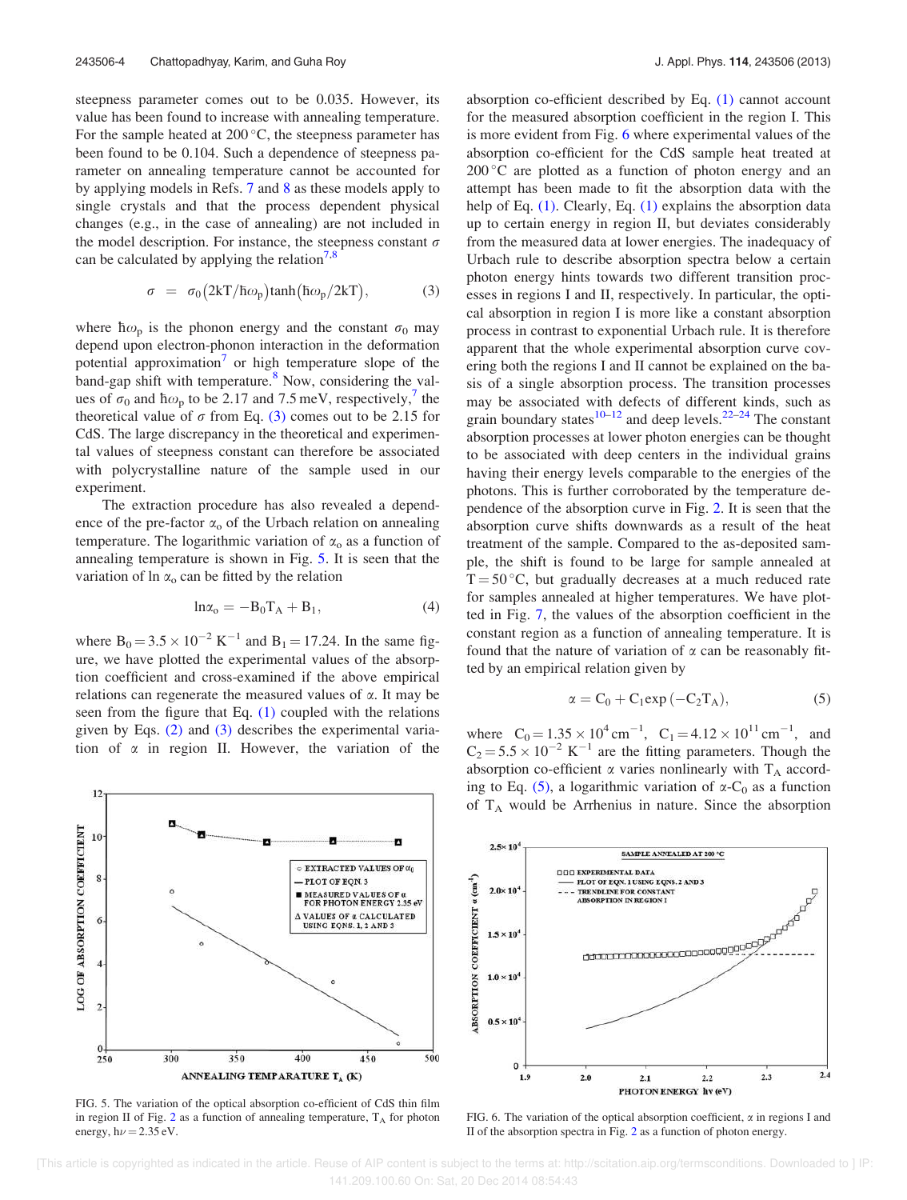steepness parameter comes out to be 0.035. However, its value has been found to increase with annealing temperature. For the sample heated at 200 °C, the steepness parameter has been found to be 0.104. Such a dependence of steepness parameter on annealing temperature cannot be accounted for by applying models in Refs. 7 and 8 as these models apply to single crystals and that the process dependent physical changes (e.g., in the case of annealing) are not included in the model description. For instance, the steepness constant $\sigma$ can be calculated by applying the relation[7,8]

$$\sigma = \sigma_0 \left( 2kT/\hbar\omega_p \right) \tanh\left( \hbar\omega_p/2kT \right), \tag{3}$$

where $\hbar\omega_p$ is the phonon energy and the constant $\sigma_0$ may depend upon electron-phonon interaction in the deformation potential approximation[7] or high temperature slope of the band-gap shift with temperature.[8] Now, considering the values of $\sigma_0$ and $\hbar\omega_p$ to be 2.17 and 7.5 meV, respectively,[7] the theoretical value of $\sigma$ from Eq. (3) comes out to be 2.15 for CdS. The large discrepancy in the theoretical and experimental values of steepness constant can therefore be associated with polycrystalline nature of the sample used in our experiment.

The extraction procedure has also revealed a dependence of the pre-factor $\alpha_o$ of the Urbach relation on annealing temperature. The logarithmic variation of $\alpha_o$ as a function of annealing temperature is shown in Fig. 5. It is seen that the variation of $\ln \alpha_o$ can be fitted by the relation

$$\ln\alpha_o = -B_0 T_A + B_1, \tag{4}$$

where $B_0 = 3.5 \times 10^{-2}\ \mathrm{K}^{-1}$ and $B_1 = 17.24$. In the same figure, we have plotted the experimental values of the absorption coefficient and cross-examined if the above empirical relations can regenerate the measured values of $\alpha$. It may be seen from the figure that Eq. (1) coupled with the relations given by Eqs. (2) and (3) describes the experimental variation of $\alpha$ in region II. However, the variation of the absorption co-efficient described by Eq. (1) cannot account for the measured absorption coefficient in the region I. This is more evident from Fig. 6 where experimental values of the absorption co-efficient for the CdS sample heat treated at 200 °C are plotted as a function of photon energy and an attempt has been made to fit the absorption data with the help of Eq. (1). Clearly, Eq. (1) explains the absorption data up to certain energy in region II, but deviates considerably from the measured data at lower energies. The inadequacy of Urbach rule to describe absorption spectra below a certain photon energy hints towards two different transition processes in regions I and II, respectively. In particular, the optical absorption in region I is more like a constant absorption process in contrast to exponential Urbach rule. It is therefore apparent that the whole experimental absorption curve covering both the regions I and II cannot be explained on the basis of a single absorption process. The transition processes may be associated with defects of different kinds, such as grain boundary states[10–12] and deep levels.[22–24] The constant absorption processes at lower photon energies can be thought to be associated with deep centers in the individual grains having their energy levels comparable to the energies of the photons. This is further corroborated by the temperature dependence of the absorption curve in Fig. 2. It is seen that the absorption curve shifts downwards as a result of the heat treatment of the sample. Compared to the as-deposited sample, the shift is found to be large for sample annealed at T = 50 °C, but gradually decreases at a much reduced rate for samples annealed at higher temperatures. We have plotted in Fig. 7, the values of the absorption coefficient in the constant region as a function of annealing temperature. It is found that the nature of variation of $\alpha$ can be reasonably fitted by an empirical relation given by

$$\alpha = C_0 + C_1 \exp\left(-C_2 T_A\right), \tag{5}$$

where $C_0 = 1.35 \times 10^4\ \mathrm{cm}^{-1}$, $C_1 = 4.12 \times 10^{11}\ \mathrm{cm}^{-1}$, and $C_2 = 5.5 \times 10^{-2}\ \mathrm{K}^{-1}$ are the fitting parameters. Though the absorption co-efficient $\alpha$ varies nonlinearly with $T_A$ according to Eq. (5), a logarithmic variation of $\alpha$-$C_0$ as a function of $T_A$ would be Arrhenius in nature. Since the absorption

FIG. 5. The variation of the optical absorption co-efficient of CdS thin film in region II of Fig. 2 as a function of annealing temperature, $T_A$ for photon energy, $h\nu = 2.35$ eV.

FIG. 6. The variation of the optical absorption coefficient, $\alpha$ in regions I and II of the absorption spectra in Fig. 2 as a function of photon energy.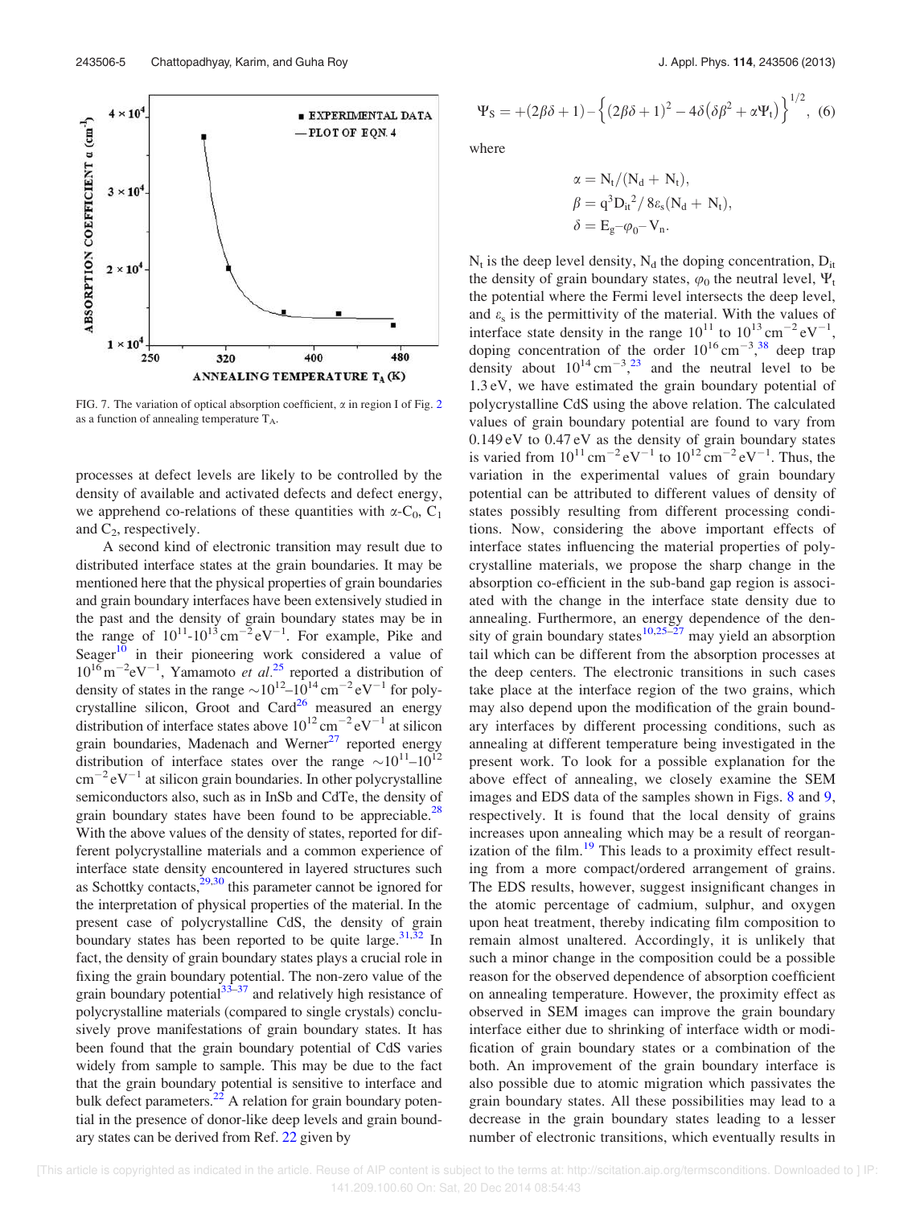FIG. 7. The variation of optical absorption coefficient, $\alpha$ in region I of Fig. 2 as a function of annealing temperature $T_A$.

processes at defect levels are likely to be controlled by the density of available and activated defects and defect energy, we apprehend co-relations of these quantities with $\alpha$-$C_0$, $C_1$ and $C_2$, respectively.

A second kind of electronic transition may result due to distributed interface states at the grain boundaries. It may be mentioned here that the physical properties of grain boundaries and grain boundary interfaces have been extensively studied in the past and the density of grain boundary states may be in the range of $10^{11}$-$10^{13}\,\mathrm{cm^{-2}\,eV^{-1}}$. For example, Pike and Seager[10] in their pioneering work considered a value of $10^{16}\,\mathrm{m^{-2}eV^{-1}}$, Yamamoto *et al.*[25] reported a distribution of density of states in the range $\sim10^{12}$–$10^{14}\,\mathrm{cm^{-2}\,eV^{-1}}$ for polycrystalline silicon, Groot and Card[26] measured an energy distribution of interface states above $10^{12}\,\mathrm{cm^{-2}\,eV^{-1}}$ at silicon grain boundaries, Madenach and Werner[27] reported energy distribution of interface states over the range $\sim10^{11}$–$10^{12}\,\mathrm{cm^{-2}\,eV^{-1}}$ at silicon grain boundaries. In other polycrystalline semiconductors also, such as in InSb and CdTe, the density of grain boundary states have been found to be appreciable.[28] With the above values of the density of states, reported for different polycrystalline materials and a common experience of interface state density encountered in layered structures such as Schottky contacts,[29,30] this parameter cannot be ignored for the interpretation of physical properties of the material. In the present case of polycrystalline CdS, the density of grain boundary states has been reported to be quite large.[31,32] In fact, the density of grain boundary states plays a crucial role in fixing the grain boundary potential. The non-zero value of the grain boundary potential[33–37] and relatively high resistance of polycrystalline materials (compared to single crystals) conclusively prove manifestations of grain boundary states. It has been found that the grain boundary potential of CdS varies widely from sample to sample. This may be due to the fact that the grain boundary potential is sensitive to interface and bulk defect parameters.[22] A relation for grain boundary potential in the presence of donor-like deep levels and grain boundary states can be derived from Ref. 22 given by

$$\Psi_S = +(2\beta\delta + 1) - \left\{(2\beta\delta + 1)^2 - 4\delta\left(\delta\beta^2 + \alpha\Psi_t\right)\right\}^{1/2}, \quad (6)$$

where

$$\alpha = N_t/(N_d + N_t),$$
$$\beta = q^3 D_{it}^2/8\varepsilon_s(N_d + N_t),$$
$$\delta = E_g - \varphi_0 - V_n.$$

$N_t$ is the deep level density, $N_d$ the doping concentration, $D_{it}$ the density of grain boundary states, $\varphi_0$ the neutral level, $\Psi_t$ the potential where the Fermi level intersects the deep level, and $\varepsilon_s$ is the permittivity of the material. With the values of interface state density in the range $10^{11}$ to $10^{13}\,\mathrm{cm^{-2}\,eV^{-1}}$, doping concentration of the order $10^{16}\,\mathrm{cm^{-3}}$,[38] deep trap density about $10^{14}\,\mathrm{cm^{-3}}$,[23] and the neutral level to be 1.3 eV, we have estimated the grain boundary potential of polycrystalline CdS using the above relation. The calculated values of grain boundary potential are found to vary from 0.149 eV to 0.47 eV as the density of grain boundary states is varied from $10^{11}\,\mathrm{cm^{-2}\,eV^{-1}}$ to $10^{12}\,\mathrm{cm^{-2}\,eV^{-1}}$. Thus, the variation in the experimental values of grain boundary potential can be attributed to different values of density of states possibly resulting from different processing conditions. Now, considering the above important effects of interface states influencing the material properties of polycrystalline materials, we propose the sharp change in the absorption co-efficient in the sub-band gap region is associated with the change in the interface state density due to annealing. Furthermore, an energy dependence of the density of grain boundary states[10,25–27] may yield an absorption tail which can be different from the absorption processes at the deep centers. The electronic transitions in such cases take place at the interface region of the two grains, which may also depend upon the modification of the grain boundary interfaces by different processing conditions, such as annealing at different temperature being investigated in the present work. To look for a possible explanation for the above effect of annealing, we closely examine the SEM images and EDS data of the samples shown in Figs. 8 and 9, respectively. It is found that the local density of grains increases upon annealing which may be a result of reorganization of the film.[19] This leads to a proximity effect resulting from a more compact/ordered arrangement of grains. The EDS results, however, suggest insignificant changes in the atomic percentage of cadmium, sulphur, and oxygen upon heat treatment, thereby indicating film composition to remain almost unaltered. Accordingly, it is unlikely that such a minor change in the composition could be a possible reason for the observed dependence of absorption coefficient on annealing temperature. However, the proximity effect as observed in SEM images can improve the grain boundary interface either due to shrinking of interface width or modification of grain boundary states or a combination of the both. An improvement of the grain boundary interface is also possible due to atomic migration which passivates the grain boundary states. All these possibilities may lead to a decrease in the grain boundary states leading to a lesser number of electronic transitions, which eventually results in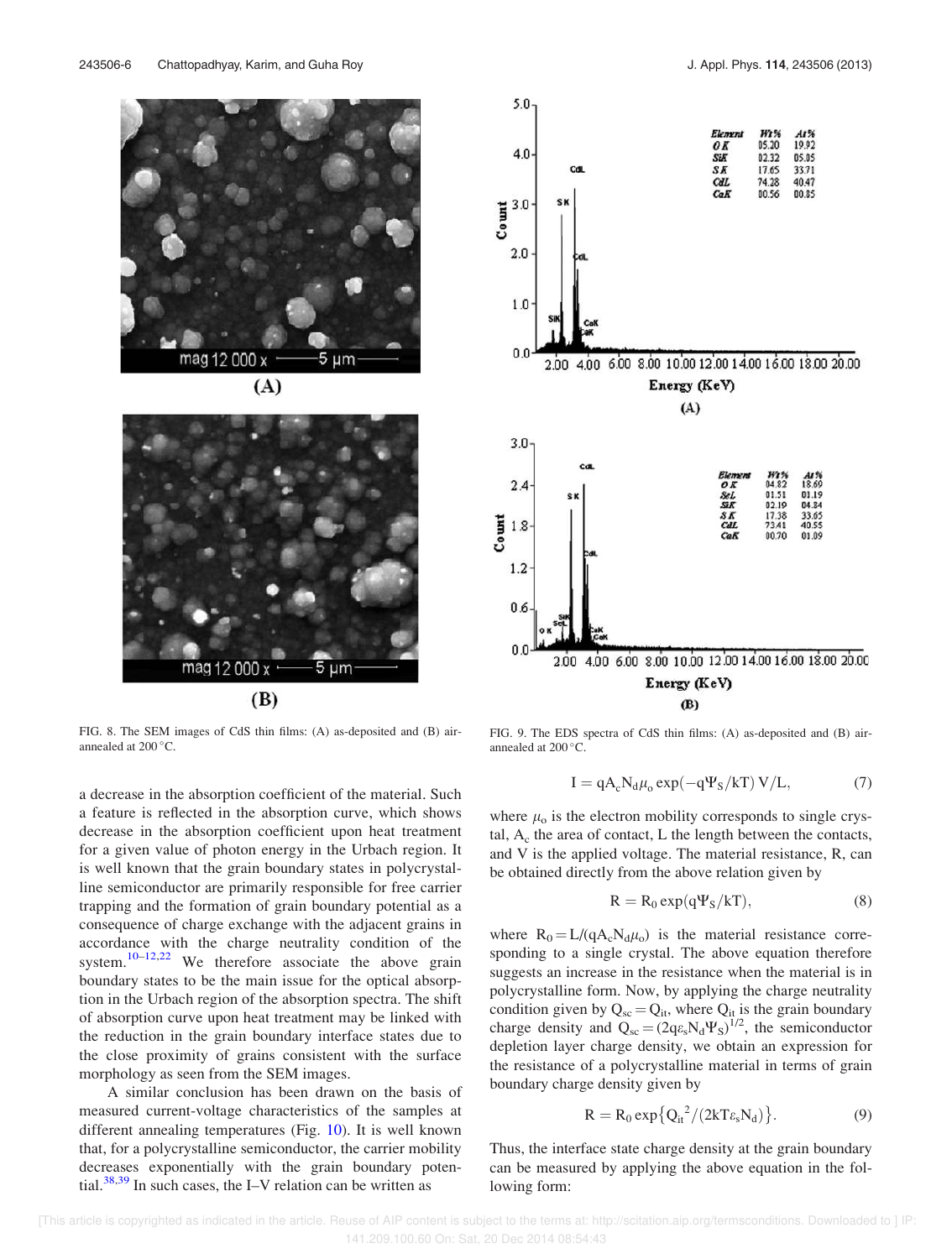FIG. 8. The SEM images of CdS thin films: (A) as-deposited and (B) air-annealed at 200 °C.

FIG. 9. The EDS spectra of CdS thin films: (A) as-deposited and (B) air-annealed at 200 °C.

a decrease in the absorption coefficient of the material. Such a feature is reflected in the absorption curve, which shows decrease in the absorption coefficient upon heat treatment for a given value of photon energy in the Urbach region. It is well known that the grain boundary states in polycrystalline semiconductor are primarily responsible for free carrier trapping and the formation of grain boundary potential as a consequence of charge exchange with the adjacent grains in accordance with the charge neutrality condition of the system.[10–12,22] We therefore associate the above grain boundary states to be the main issue for the optical absorption in the Urbach region of the absorption spectra. The shift of absorption curve upon heat treatment may be linked with the reduction in the grain boundary interface states due to the close proximity of grains consistent with the surface morphology as seen from the SEM images.

A similar conclusion has been drawn on the basis of measured current-voltage characteristics of the samples at different annealing temperatures (Fig. 10). It is well known that, for a polycrystalline semiconductor, the carrier mobility decreases exponentially with the grain boundary potential.[38,39] In such cases, the I–V relation can be written as

$$I = qA_c N_d \mu_o \exp(-q\Psi_S/kT)\, V/L, \tag{7}$$

where $\mu_o$ is the electron mobility corresponds to single crystal, $A_c$ the area of contact, L the length between the contacts, and V is the applied voltage. The material resistance, R, can be obtained directly from the above relation given by

$$R = R_0 \exp(q\Psi_S/kT), \tag{8}$$

where $R_0 = L/(qA_c N_d \mu_o)$ is the material resistance corresponding to a single crystal. The above equation therefore suggests an increase in the resistance when the material is in polycrystalline form. Now, by applying the charge neutrality condition given by $Q_{sc} = Q_{it}$, where $Q_{it}$ is the grain boundary charge density and $Q_{sc} = (2q\varepsilon_s N_d \Psi_S)^{1/2}$, the semiconductor depletion layer charge density, we obtain an expression for the resistance of a polycrystalline material in terms of grain boundary charge density given by

$$R = R_0 \exp\{Q_{it}{}^2/(2kT\varepsilon_s N_d)\}. \tag{9}$$

Thus, the interface state charge density at the grain boundary can be measured by applying the above equation in the following form: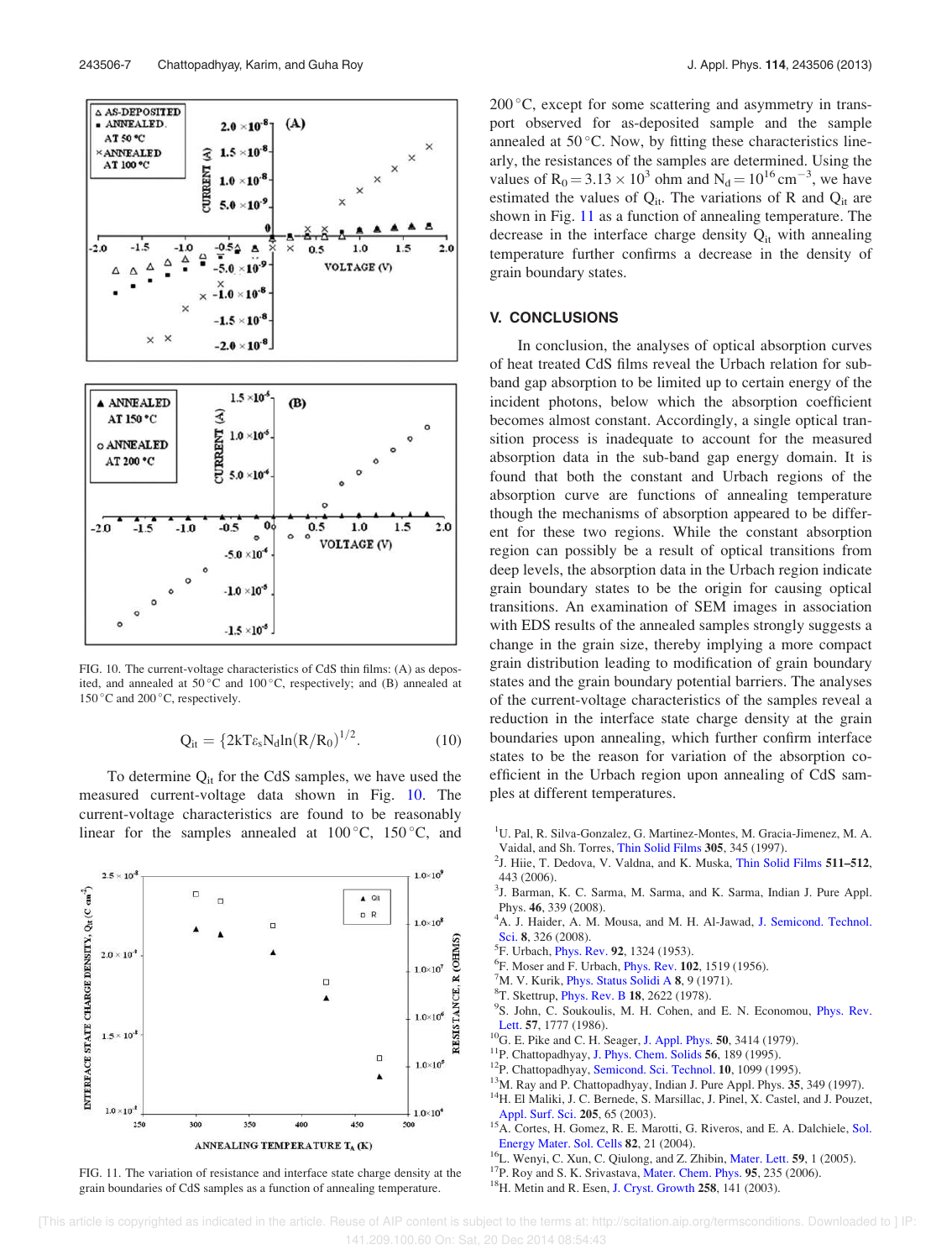FIG. 10. The current-voltage characteristics of CdS thin films: (A) as deposited, and annealed at 50 °C and 100 °C, respectively; and (B) annealed at 150 °C and 200 °C, respectively.

$$Q_{it} = \{2kT\varepsilon_s N_d \ln(R/R_0)\}^{1/2}. \quad (10)$$

To determine $Q_{it}$ for the CdS samples, we have used the measured current-voltage data shown in Fig. 10. The current-voltage characteristics are found to be reasonably linear for the samples annealed at 100 °C, 150 °C, and 200 °C, except for some scattering and asymmetry in transport observed for as-deposited sample and the sample annealed at 50 °C. Now, by fitting these characteristics linearly, the resistances of the samples are determined. Using the values of $R_0 = 3.13 \times 10^3$ ohm and $N_d = 10^{16}\ \text{cm}^{-3}$, we have estimated the values of $Q_{it}$. The variations of R and $Q_{it}$ are shown in Fig. 11 as a function of annealing temperature. The decrease in the interface charge density $Q_{it}$ with annealing temperature further confirms a decrease in the density of grain boundary states.

FIG. 11. The variation of resistance and interface state charge density at the grain boundaries of CdS samples as a function of annealing temperature.

## V. CONCLUSIONS

In conclusion, the analyses of optical absorption curves of heat treated CdS films reveal the Urbach relation for sub-band gap absorption to be limited up to certain energy of the incident photons, below which the absorption coefficient becomes almost constant. Accordingly, a single optical transition process is inadequate to account for the measured absorption data in the sub-band gap energy domain. It is found that both the constant and Urbach regions of the absorption curve are functions of annealing temperature though the mechanisms of absorption appeared to be different for these two regions. While the constant absorption region can possibly be a result of optical transitions from deep levels, the absorption data in the Urbach region indicate grain boundary states to be the origin for causing optical transitions. An examination of SEM images in association with EDS results of the annealed samples strongly suggests a change in the grain size, thereby implying a more compact grain distribution leading to modification of grain boundary states and the grain boundary potential barriers. The analyses of the current-voltage characteristics of the samples reveal a reduction in the interface state charge density at the grain boundaries upon annealing, which further confirm interface states to be the reason for variation of the absorption coefficient in the Urbach region upon annealing of CdS samples at different temperatures.

[1] U. Pal, R. Silva-Gonzalez, G. Martinez-Montes, M. Gracia-Jimenez, M. A. Vaidal, and Sh. Torres, Thin Solid Films 305, 345 (1997).
[2] J. Hiie, T. Dedova, V. Valdna, and K. Muska, Thin Solid Films 511–512, 443 (2006).
[3] J. Barman, K. C. Sarma, M. Sarma, and K. Sarma, Indian J. Pure Appl. Phys. 46, 339 (2008).
[4] A. J. Haider, A. M. Mousa, and M. H. Al-Jawad, J. Semicond. Technol. Sci. 8, 326 (2008).
[5] F. Urbach, Phys. Rev. 92, 1324 (1953).
[6] F. Moser and F. Urbach, Phys. Rev. 102, 1519 (1956).
[7] M. V. Kurik, Phys. Status Solidi A 8, 9 (1971).
[8] T. Skettrup, Phys. Rev. B 18, 2622 (1978).
[9] S. John, C. Soukoulis, M. H. Cohen, and E. N. Economou, Phys. Rev. Lett. 57, 1777 (1986).
[10] G. E. Pike and C. H. Seager, J. Appl. Phys. 50, 3414 (1979).
[11] P. Chattopadhyay, J. Phys. Chem. Solids 56, 189 (1995).
[12] P. Chattopadhyay, Semicond. Sci. Technol. 10, 1099 (1995).
[13] M. Ray and P. Chattopadhyay, Indian J. Pure Appl. Phys. 35, 349 (1997).
[14] H. El Maliki, J. C. Bernede, S. Marsillac, J. Pinel, X. Castel, and J. Pouzet, Appl. Surf. Sci. 205, 65 (2003).
[15] A. Cortes, H. Gomez, R. E. Marotti, G. Riveros, and E. A. Dalchiele, Sol. Energy Mater. Sol. Cells 82, 21 (2004).
[16] L. Wenyi, C. Xun, C. Qiulong, and Z. Zhibin, Mater. Lett. 59, 1 (2005).
[17] P. Roy and S. K. Srivastava, Mater. Chem. Phys. 95, 235 (2006).
[18] H. Metin and R. Esen, J. Cryst. Growth 258, 141 (2003).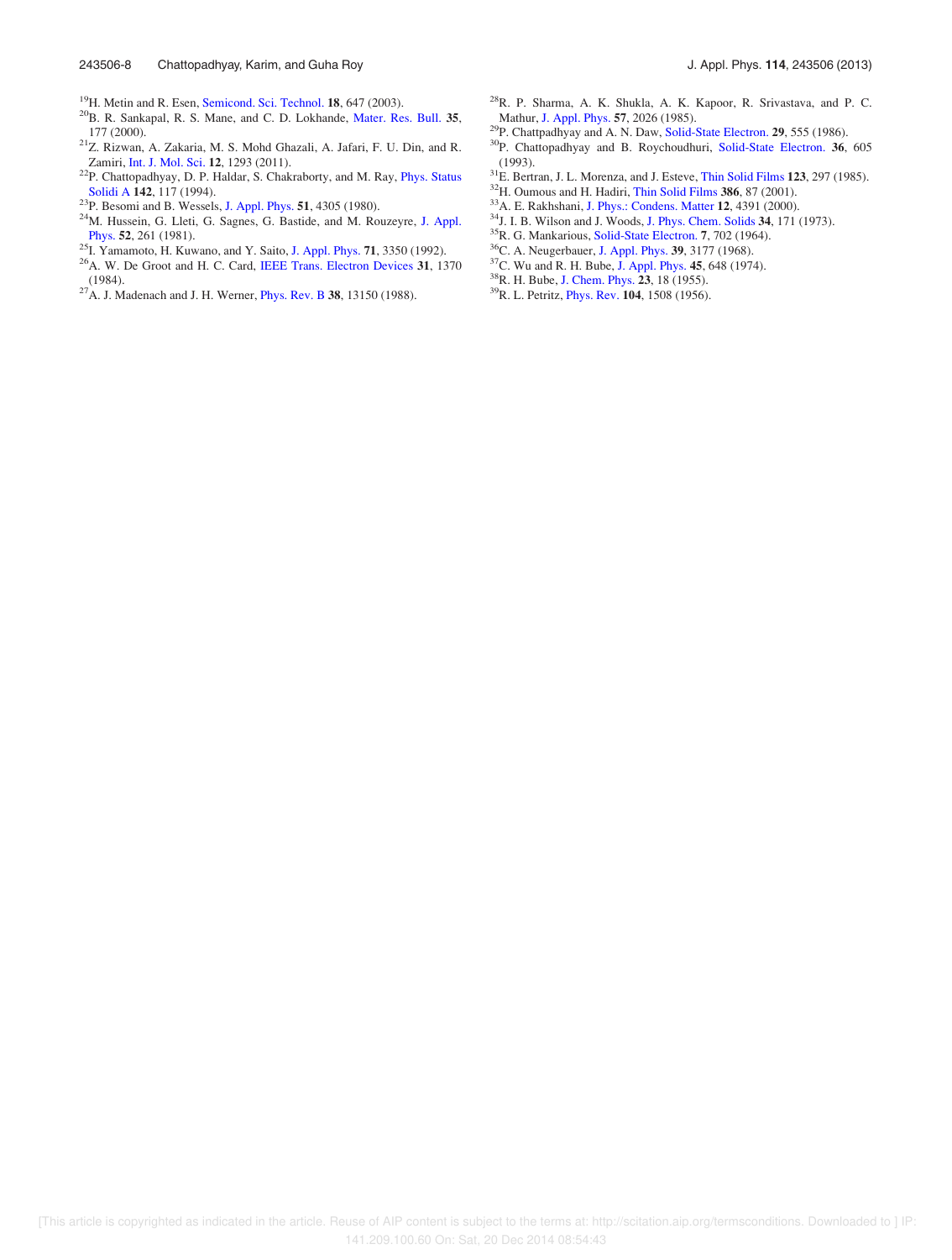[19]H. Metin and R. Esen, Semicond. Sci. Technol. **18**, 647 (2003).

[20]B. R. Sankapal, R. S. Mane, and C. D. Lokhande, Mater. Res. Bull. **35**, 177 (2000).

[21]Z. Rizwan, A. Zakaria, M. S. Mohd Ghazali, A. Jafari, F. U. Din, and R. Zamiri, Int. J. Mol. Sci. **12**, 1293 (2011).

[22]P. Chattopadhyay, D. P. Haldar, S. Chakraborty, and M. Ray, Phys. Status Solidi A **142**, 117 (1994).

[23]P. Besomi and B. Wessels, J. Appl. Phys. **51**, 4305 (1980).

[24]M. Hussein, G. Lleti, G. Sagnes, G. Bastide, and M. Rouzeyre, J. Appl. Phys. **52**, 261 (1981).

[25]I. Yamamoto, H. Kuwano, and Y. Saito, J. Appl. Phys. **71**, 3350 (1992).

[26]A. W. De Groot and H. C. Card, IEEE Trans. Electron Devices **31**, 1370 (1984).

[27]A. J. Madenach and J. H. Werner, Phys. Rev. B **38**, 13150 (1988).

[28]R. P. Sharma, A. K. Shukla, A. K. Kapoor, R. Srivastava, and P. C. Mathur, J. Appl. Phys. **57**, 2026 (1985).

[29]P. Chattpadhyay and A. N. Daw, Solid-State Electron. **29**, 555 (1986).

[30]P. Chattopadhyay and B. Roychoudhuri, Solid-State Electron. **36**, 605 (1993).

[31]E. Bertran, J. L. Morenza, and J. Esteve, Thin Solid Films **123**, 297 (1985).

[32]H. Oumous and H. Hadiri, Thin Solid Films **386**, 87 (2001).

[33]A. E. Rakhshani, J. Phys.: Condens. Matter **12**, 4391 (2000).

[34]J. I. B. Wilson and J. Woods, J. Phys. Chem. Solids **34**, 171 (1973).

[35]R. G. Mankarious, Solid-State Electron. **7**, 702 (1964).

[36]C. A. Neugerbauer, J. Appl. Phys. **39**, 3177 (1968).

[37]C. Wu and R. H. Bube, J. Appl. Phys. **45**, 648 (1974).

[38]R. H. Bube, J. Chem. Phys. **23**, 18 (1955).

[39]R. L. Petritz, Phys. Rev. **104**, 1508 (1956).